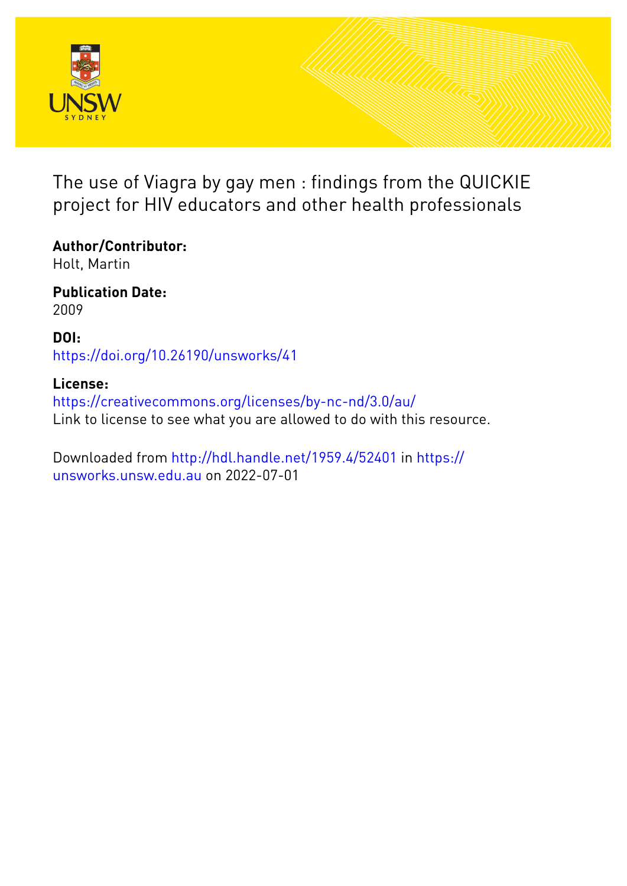The use of Viagra by gay men : findings from the QUICKIE project for HIV educators and other health professionals

**Author/Contributor:**
Holt, Martin

**Publication Date:**
2009

**DOI:**
https://doi.org/10.26190/unsworks/41

**License:**
https://creativecommons.org/licenses/by-nc-nd/3.0/au/
Link to license to see what you are allowed to do with this resource.

Downloaded from http://hdl.handle.net/1959.4/52401 in https://unsworks.unsw.edu.au on 2022-07-01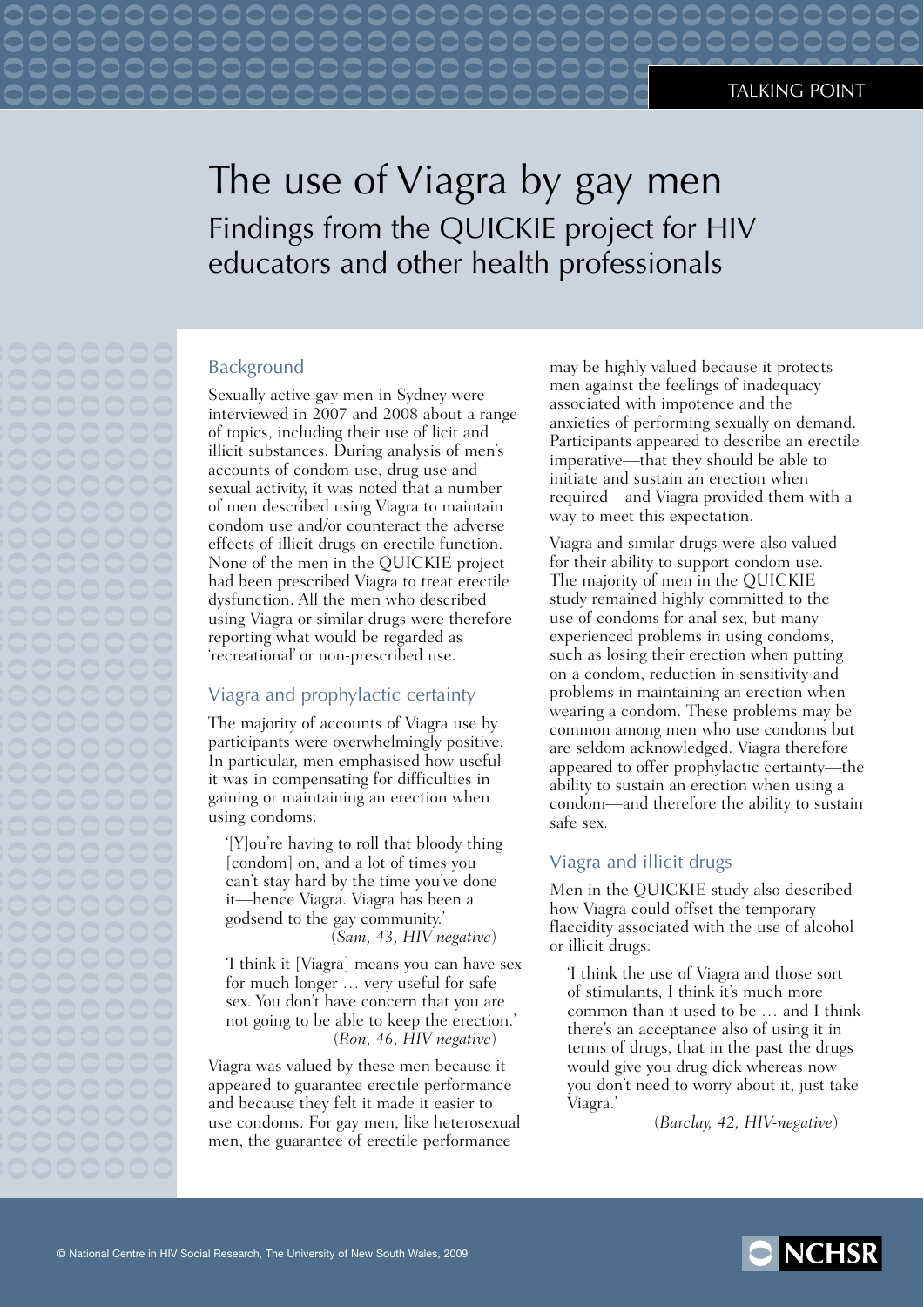TALKING POINT

# The use of Viagra by gay men

## Findings from the QUICKIE project for HIV educators and other health professionals

### Background

Sexually active gay men in Sydney were interviewed in 2007 and 2008 about a range of topics, including their use of licit and illicit substances. During analysis of men's accounts of condom use, drug use and sexual activity, it was noted that a number of men described using Viagra to maintain condom use and/or counteract the adverse effects of illicit drugs on erectile function. None of the men in the QUICKIE project had been prescribed Viagra to treat erectile dysfunction. All the men who described using Viagra or similar drugs were therefore reporting what would be regarded as 'recreational' or non-prescribed use.

### Viagra and prophylactic certainty

The majority of accounts of Viagra use by participants were overwhelmingly positive. In particular, men emphasised how useful it was in compensating for difficulties in gaining or maintaining an erection when using condoms:

> '[Y]ou're having to roll that bloody thing [condom] on, and a lot of times you can't stay hard by the time you've done it—hence Viagra. Viagra has been a godsend to the gay community.'
> (*Sam, 43, HIV-negative*)

> 'I think it [Viagra] means you can have sex for much longer … very useful for safe sex. You don't have concern that you are not going to be able to keep the erection.'
> (*Ron, 46, HIV-negative*)

Viagra was valued by these men because it appeared to guarantee erectile performance and because they felt it made it easier to use condoms. For gay men, like heterosexual men, the guarantee of erectile performance may be highly valued because it protects men against the feelings of inadequacy associated with impotence and the anxieties of performing sexually on demand. Participants appeared to describe an erectile imperative—that they should be able to initiate and sustain an erection when required—and Viagra provided them with a way to meet this expectation.

Viagra and similar drugs were also valued for their ability to support condom use. The majority of men in the QUICKIE study remained highly committed to the use of condoms for anal sex, but many experienced problems in using condoms, such as losing their erection when putting on a condom, reduction in sensitivity and problems in maintaining an erection when wearing a condom. These problems may be common among men who use condoms but are seldom acknowledged. Viagra therefore appeared to offer prophylactic certainty—the ability to sustain an erection when using a condom—and therefore the ability to sustain safe sex.

### Viagra and illicit drugs

Men in the QUICKIE study also described how Viagra could offset the temporary flaccidity associated with the use of alcohol or illicit drugs:

> 'I think the use of Viagra and those sort of stimulants, I think it's much more common than it used to be … and I think there's an acceptance also of using it in terms of drugs, that in the past the drugs would give you drug dick whereas now you don't need to worry about it, just take Viagra.'
> (*Barclay, 42, HIV-negative*)

© National Centre in HIV Social Research, The University of New South Wales, 2009

NCHSR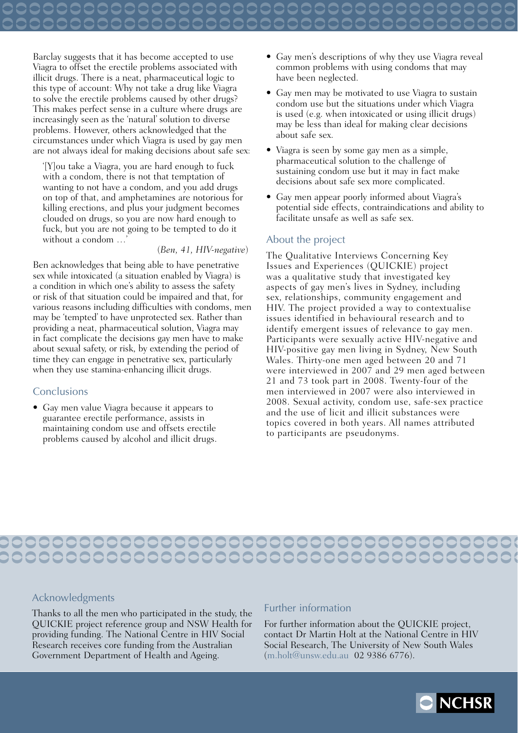Barclay suggests that it has become accepted to use Viagra to offset the erectile problems associated with illicit drugs. There is a neat, pharmaceutical logic to this type of account: Why not take a drug like Viagra to solve the erectile problems caused by other drugs? This makes perfect sense in a culture where drugs are increasingly seen as the 'natural' solution to diverse problems. However, others acknowledged that the circumstances under which Viagra is used by gay men are not always ideal for making decisions about safe sex:

> '[Y]ou take a Viagra, you are hard enough to fuck with a condom, there is not that temptation of wanting to not have a condom, and you add drugs on top of that, and amphetamines are notorious for killing erections, and plus your judgment becomes clouded on drugs, so you are now hard enough to fuck, but you are not going to be tempted to do it without a condom …'
>
> (*Ben, 41, HIV-negative*)

Ben acknowledges that being able to have penetrative sex while intoxicated (a situation enabled by Viagra) is a condition in which one's ability to assess the safety or risk of that situation could be impaired and that, for various reasons including difficulties with condoms, men may be 'tempted' to have unprotected sex. Rather than providing a neat, pharmaceutical solution, Viagra may in fact complicate the decisions gay men have to make about sexual safety, or risk, by extending the period of time they can engage in penetrative sex, particularly when they use stamina-enhancing illicit drugs.

## Conclusions

- Gay men value Viagra because it appears to guarantee erectile performance, assists in maintaining condom use and offsets erectile problems caused by alcohol and illicit drugs.
- Gay men's descriptions of why they use Viagra reveal common problems with using condoms that may have been neglected.
- Gay men may be motivated to use Viagra to sustain condom use but the situations under which Viagra is used (e.g. when intoxicated or using illicit drugs) may be less than ideal for making clear decisions about safe sex.
- Viagra is seen by some gay men as a simple, pharmaceutical solution to the challenge of sustaining condom use but it may in fact make decisions about safe sex more complicated.
- Gay men appear poorly informed about Viagra's potential side effects, contraindications and ability to facilitate unsafe as well as safe sex.

## About the project

The Qualitative Interviews Concerning Key Issues and Experiences (QUICKIE) project was a qualitative study that investigated key aspects of gay men's lives in Sydney, including sex, relationships, community engagement and HIV. The project provided a way to contextualise issues identified in behavioural research and to identify emergent issues of relevance to gay men. Participants were sexually active HIV-negative and HIV-positive gay men living in Sydney, New South Wales. Thirty-one men aged between 20 and 71 were interviewed in 2007 and 29 men aged between 21 and 73 took part in 2008. Twenty-four of the men interviewed in 2007 were also interviewed in 2008. Sexual activity, condom use, safe-sex practice and the use of licit and illicit substances were topics covered in both years. All names attributed to participants are pseudonyms.

## Acknowledgments

Thanks to all the men who participated in the study, the QUICKIE project reference group and NSW Health for providing funding. The National Centre in HIV Social Research receives core funding from the Australian Government Department of Health and Ageing.

## Further information

For further information about the QUICKIE project, contact Dr Martin Holt at the National Centre in HIV Social Research, The University of New South Wales (m.holt@unsw.edu.au 02 9386 6776).

NCHSR